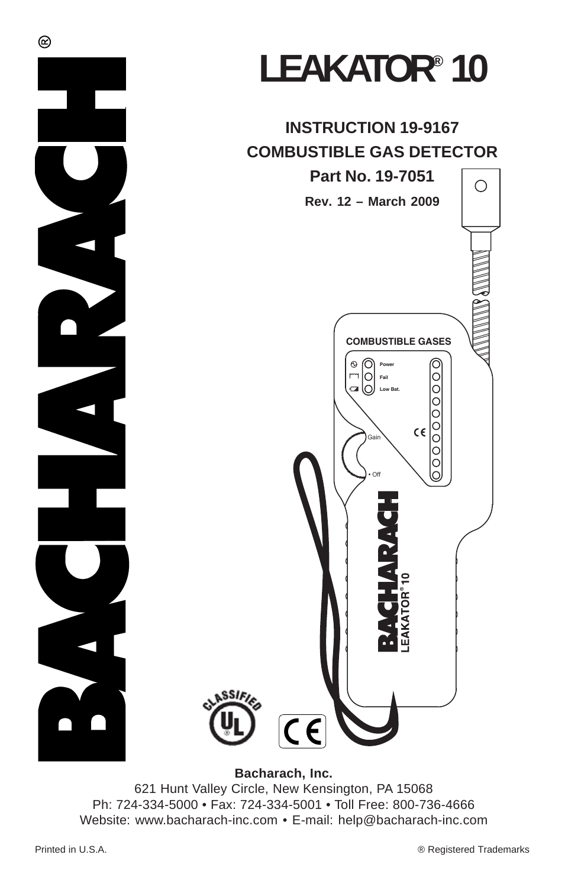# LEAKATOR® 10

## INSTRUCTION 19-9167
## COMBUSTIBLE GAS DETECTOR

**Part No. 19-7051**

**Rev. 12 – March 2009**

**Bacharach, Inc.**
621 Hunt Valley Circle, New Kensington, PA 15068
Ph: 724-334-5000 • Fax: 724-334-5001 • Toll Free: 800-736-4666
Website: www.bacharach-inc.com • E-mail: help@bacharach-inc.com

Printed in U.S.A.

® Registered Trademarks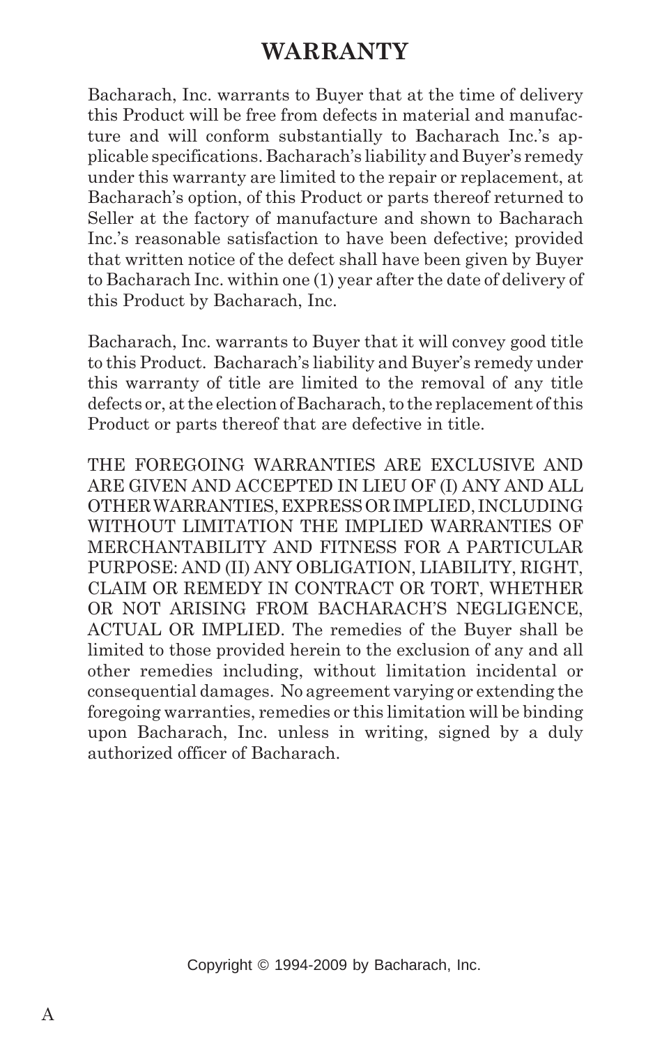# WARRANTY

Bacharach, Inc. warrants to Buyer that at the time of delivery this Product will be free from defects in material and manufacture and will conform substantially to Bacharach Inc.'s applicable specifications. Bacharach's liability and Buyer's remedy under this warranty are limited to the repair or replacement, at Bacharach's option, of this Product or parts thereof returned to Seller at the factory of manufacture and shown to Bacharach Inc.'s reasonable satisfaction to have been defective; provided that written notice of the defect shall have been given by Buyer to Bacharach Inc. within one (1) year after the date of delivery of this Product by Bacharach, Inc.

Bacharach, Inc. warrants to Buyer that it will convey good title to this Product. Bacharach's liability and Buyer's remedy under this warranty of title are limited to the removal of any title defects or, at the election of Bacharach, to the replacement of this Product or parts thereof that are defective in title.

THE FOREGOING WARRANTIES ARE EXCLUSIVE AND ARE GIVEN AND ACCEPTED IN LIEU OF (I) ANY AND ALL OTHER WARRANTIES, EXPRESS OR IMPLIED, INCLUDING WITHOUT LIMITATION THE IMPLIED WARRANTIES OF MERCHANTABILITY AND FITNESS FOR A PARTICULAR PURPOSE: AND (II) ANY OBLIGATION, LIABILITY, RIGHT, CLAIM OR REMEDY IN CONTRACT OR TORT, WHETHER OR NOT ARISING FROM BACHARACH'S NEGLIGENCE, ACTUAL OR IMPLIED. The remedies of the Buyer shall be limited to those provided herein to the exclusion of any and all other remedies including, without limitation incidental or consequential damages. No agreement varying or extending the foregoing warranties, remedies or this limitation will be binding upon Bacharach, Inc. unless in writing, signed by a duly authorized officer of Bacharach.

Copyright © 1994-2009 by Bacharach, Inc.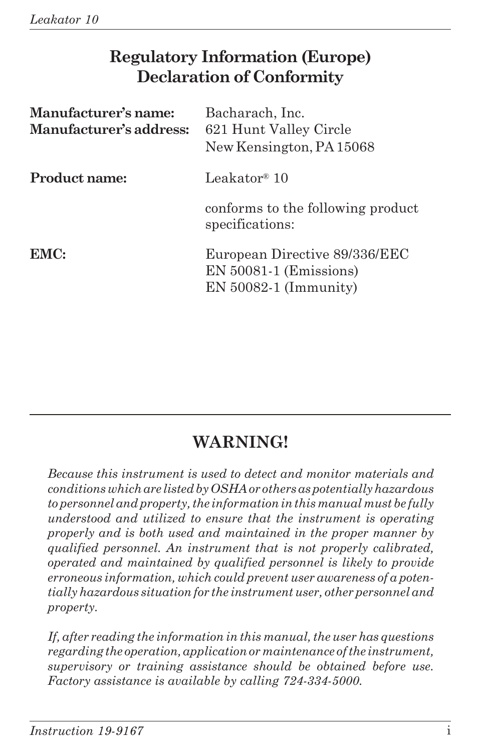## Regulatory Information (Europe) Declaration of Conformity

| | |
|---|---|
| **Manufacturer's name:** | Bacharach, Inc. |
| **Manufacturer's address:** | 621 Hunt Valley Circle<br>New Kensington, PA 15068 |
| **Product name:** | Leakator® 10 |
| | conforms to the following product specifications: |
| **EMC:** | European Directive 89/336/EEC<br>EN 50081-1 (Emissions)<br>EN 50082-1 (Immunity) |

---

## WARNING!

*Because this instrument is used to detect and monitor materials and conditions which are listed by OSHA or others as potentially hazardous to personnel and property, the information in this manual must be fully understood and utilized to ensure that the instrument is operating properly and is both used and maintained in the proper manner by qualified personnel. An instrument that is not properly calibrated, operated and maintained by qualified personnel is likely to provide erroneous information, which could prevent user awareness of a potentially hazardous situation for the instrument user, other personnel and property.*

*If, after reading the information in this manual, the user has questions regarding the operation, application or maintenance of the instrument, supervisory or training assistance should be obtained before use. Factory assistance is available by calling 724-334-5000.*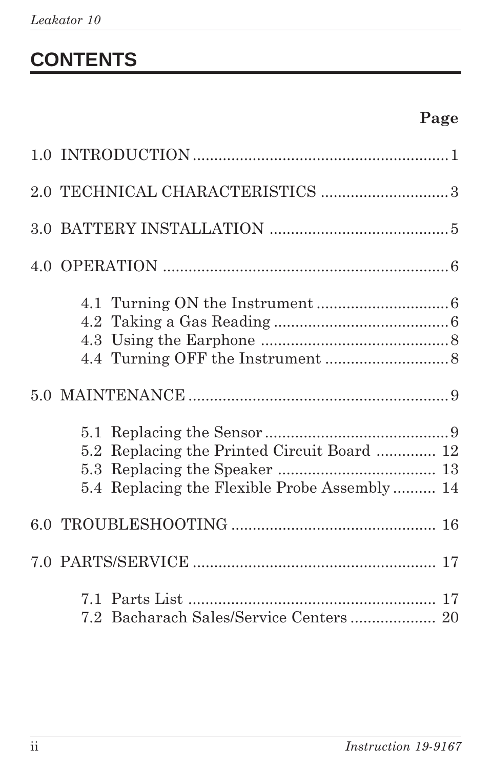# CONTENTS

| | Page |
|---|---|
| 1.0 INTRODUCTION | 1 |
| 2.0 TECHNICAL CHARACTERISTICS | 3 |
| 3.0 BATTERY INSTALLATION | 5 |
| 4.0 OPERATION | 6 |
| 4.1 Turning ON the Instrument | 6 |
| 4.2 Taking a Gas Reading | 6 |
| 4.3 Using the Earphone | 8 |
| 4.4 Turning OFF the Instrument | 8 |
| 5.0 MAINTENANCE | 9 |
| 5.1 Replacing the Sensor | 9 |
| 5.2 Replacing the Printed Circuit Board | 12 |
| 5.3 Replacing the Speaker | 13 |
| 5.4 Replacing the Flexible Probe Assembly | 14 |
| 6.0 TROUBLESHOOTING | 16 |
| 7.0 PARTS/SERVICE | 17 |
| 7.1 Parts List | 17 |
| 7.2 Bacharach Sales/Service Centers | 20 |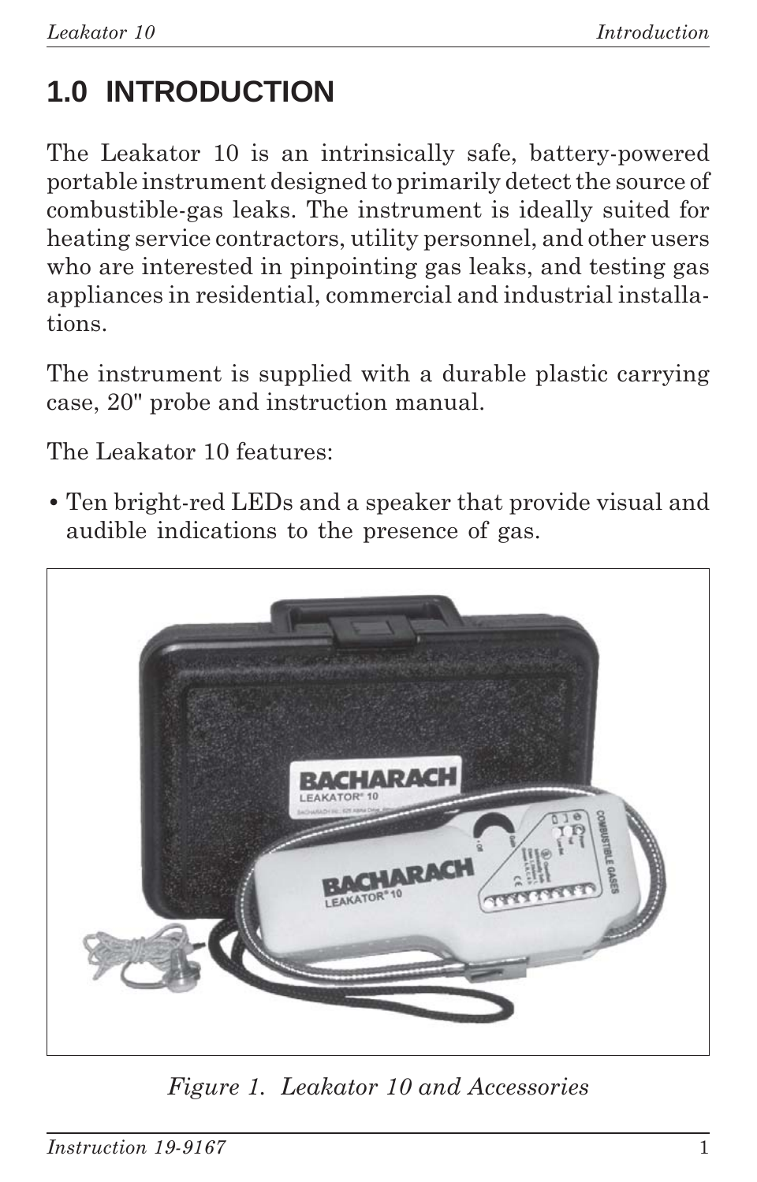# 1.0 INTRODUCTION

The Leakator 10 is an intrinsically safe, battery-powered portable instrument designed to primarily detect the source of combustible-gas leaks. The instrument is ideally suited for heating service contractors, utility personnel, and other users who are interested in pinpointing gas leaks, and testing gas appliances in residential, commercial and industrial installations.

The instrument is supplied with a durable plastic carrying case, 20" probe and instruction manual.

The Leakator 10 features:

- Ten bright-red LEDs and a speaker that provide visual and audible indications to the presence of gas.

*Figure 1. Leakator 10 and Accessories*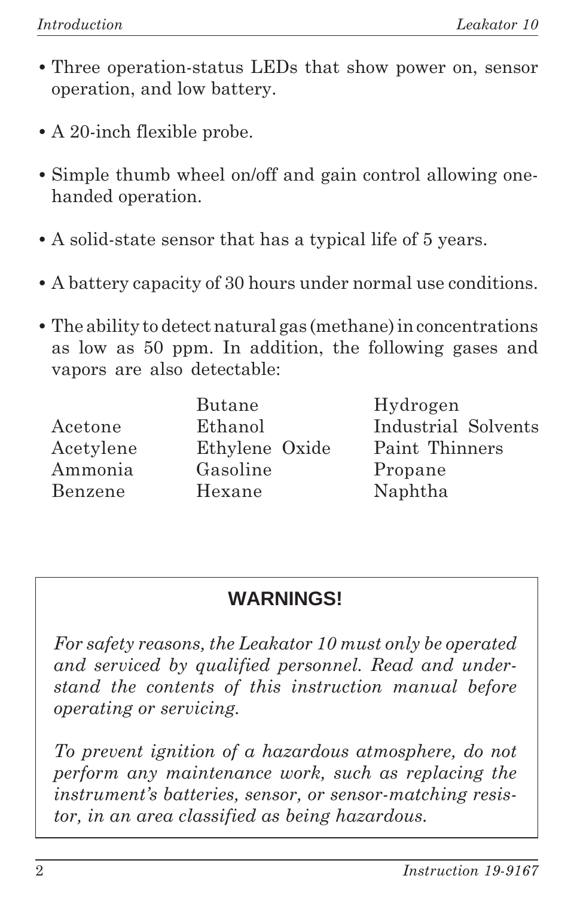- Three operation-status LEDs that show power on, sensor operation, and low battery.

- A 20-inch flexible probe.

- Simple thumb wheel on/off and gain control allowing one-handed operation.

- A solid-state sensor that has a typical life of 5 years.

- A battery capacity of 30 hours under normal use conditions.

- The ability to detect natural gas (methane) in concentrations as low as 50 ppm. In addition, the following gases and vapors are also detectable:

| | | |
|---|---|---|
| | Butane | Hydrogen |
| Acetone | Ethanol | Industrial Solvents |
| Acetylene | Ethylene Oxide | Paint Thinners |
| Ammonia | Gasoline | Propane |
| Benzene | Hexane | Naphtha |

**WARNINGS!**

*For safety reasons, the Leakator 10 must only be operated and serviced by qualified personnel. Read and understand the contents of this instruction manual before operating or servicing.*

*To prevent ignition of a hazardous atmosphere, do not perform any maintenance work, such as replacing the instrument's batteries, sensor, or sensor-matching resistor, in an area classified as being hazardous.*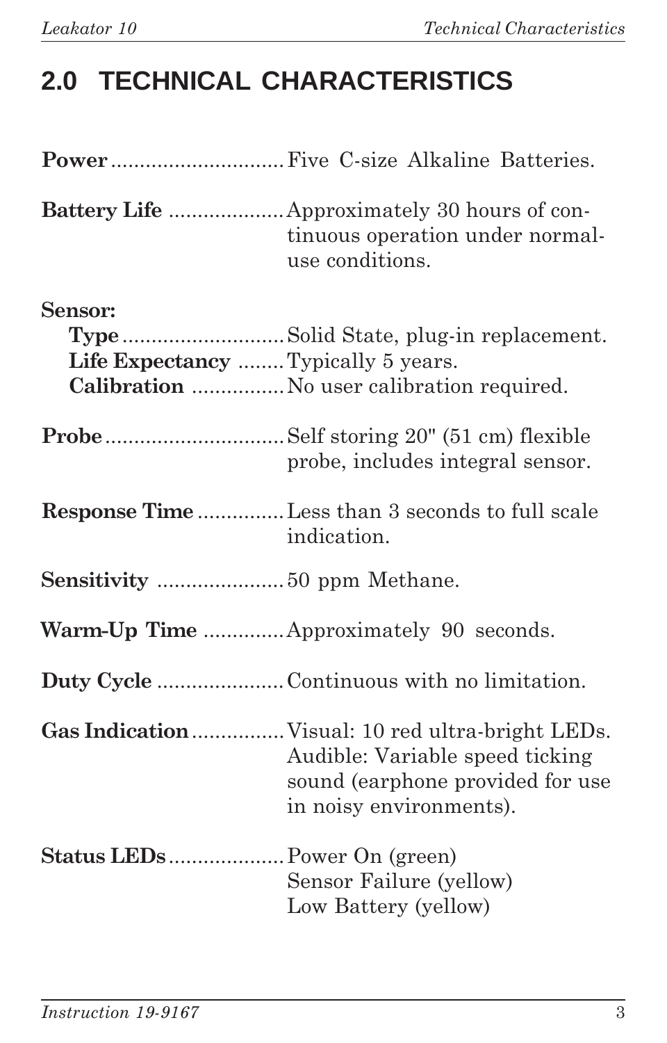## 2.0 TECHNICAL CHARACTERISTICS

**Power**.............................. Five C-size Alkaline Batteries.

**Battery Life** .................... Approximately 30 hours of continuous operation under normal-use conditions.

**Sensor:**

**Type**............................ Solid State, plug-in replacement.
**Life Expectancy** ........ Typically 5 years.
**Calibration** ................ No user calibration required.

**Probe**............................... Self storing 20" (51 cm) flexible probe, includes integral sensor.

**Response Time**............... Less than 3 seconds to full scale indication.

**Sensitivity** ...................... 50 ppm Methane.

**Warm-Up Time** ............. Approximately 90 seconds.

**Duty Cycle** ...................... Continuous with no limitation.

**Gas Indication**................ Visual: 10 red ultra-bright LEDs.
Audible: Variable speed ticking sound (earphone provided for use in noisy environments).

**Status LEDs**.................... Power On (green)
Sensor Failure (yellow)
Low Battery (yellow)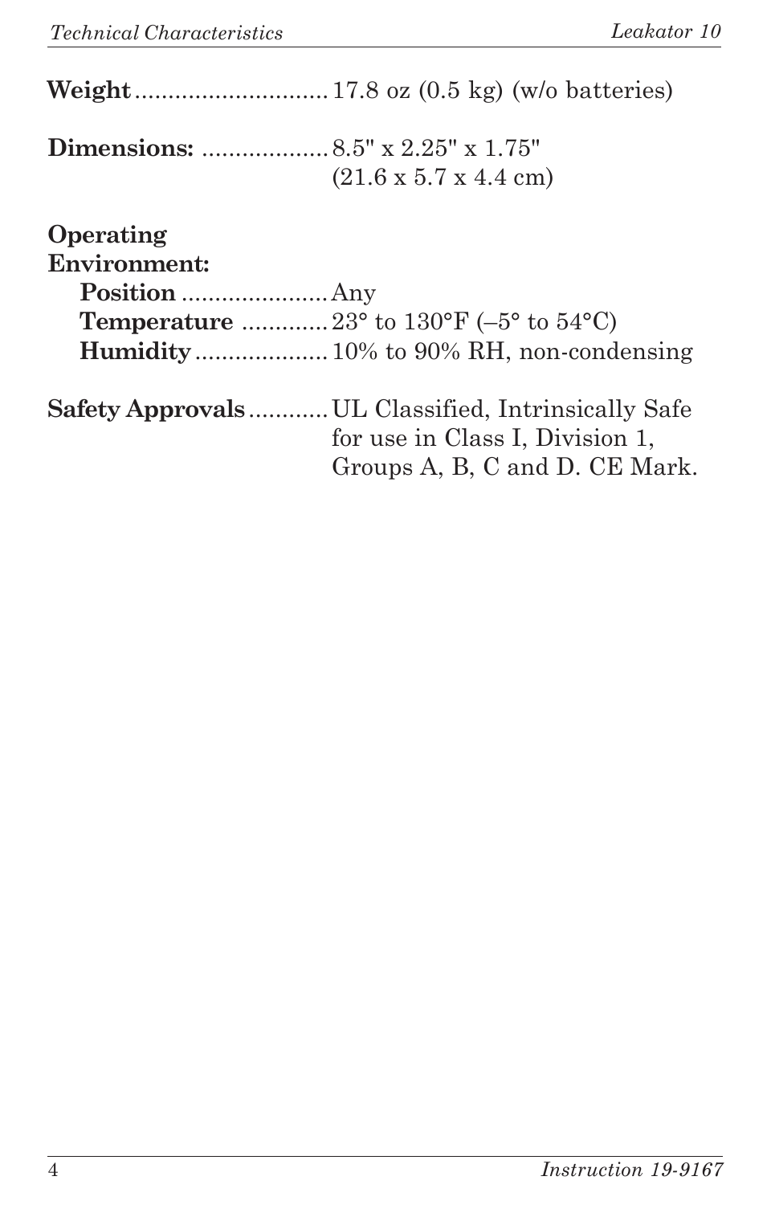**Weight**............................. 17.8 oz (0.5 kg) (w/o batteries)

**Dimensions:** ................... 8.5" x 2.25" x 1.75"
(21.6 x 5.7 x 4.4 cm)

**Operating Environment:**

- **Position** ...................... Any
- **Temperature** ............. 23° to 130°F (–5° to 54°C)
- **Humidity** .................... 10% to 90% RH, non-condensing

**Safety Approvals**............ UL Classified, Intrinsically Safe for use in Class I, Division 1, Groups A, B, C and D. CE Mark.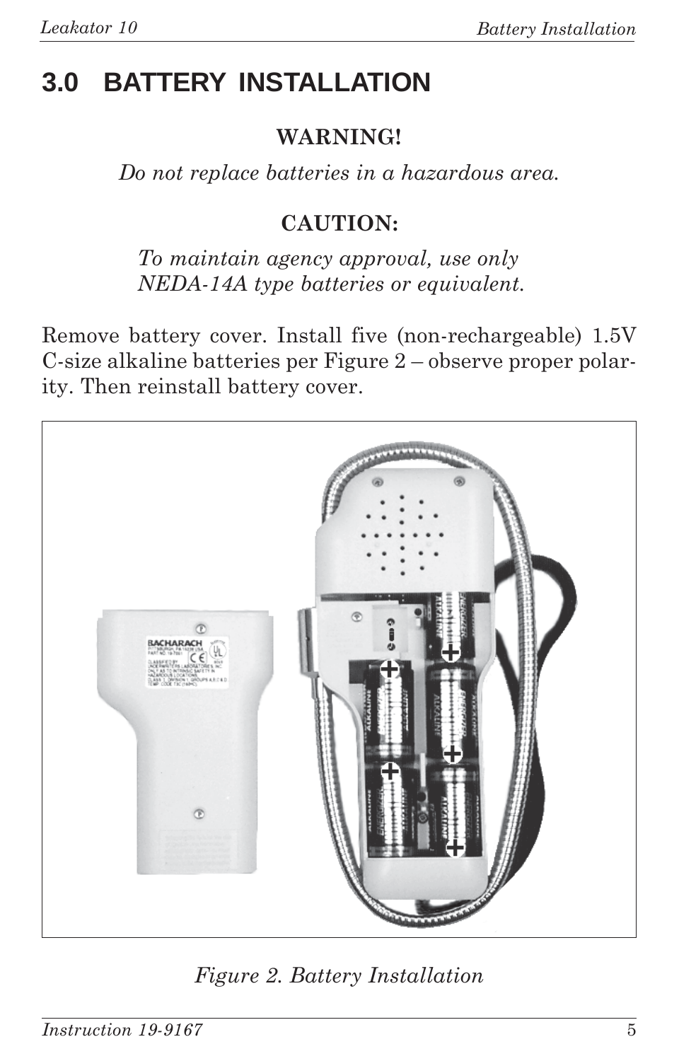# 3.0 BATTERY INSTALLATION

**WARNING!**

*Do not replace batteries in a hazardous area.*

**CAUTION:**

*To maintain agency approval, use only NEDA-14A type batteries or equivalent.*

Remove battery cover. Install five (non-rechargeable) 1.5V C-size alkaline batteries per Figure 2 – observe proper polarity. Then reinstall battery cover.

*Figure 2. Battery Installation*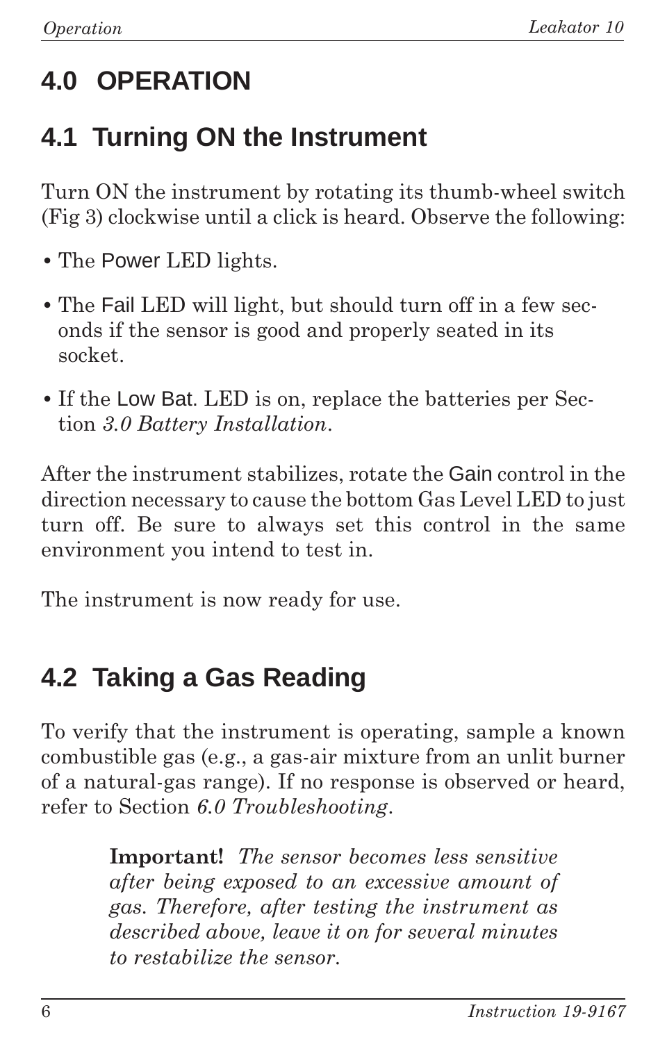# 4.0 OPERATION

## 4.1 Turning ON the Instrument

Turn ON the instrument by rotating its thumb-wheel switch (Fig 3) clockwise until a click is heard. Observe the following:

- The Power LED lights.
- The Fail LED will light, but should turn off in a few seconds if the sensor is good and properly seated in its socket.
- If the Low Bat. LED is on, replace the batteries per Section *3.0 Battery Installation*.

After the instrument stabilizes, rotate the Gain control in the direction necessary to cause the bottom Gas Level LED to just turn off. Be sure to always set this control in the same environment you intend to test in.

The instrument is now ready for use.

## 4.2 Taking a Gas Reading

To verify that the instrument is operating, sample a known combustible gas (e.g., a gas-air mixture from an unlit burner of a natural-gas range). If no response is observed or heard, refer to Section *6.0 Troubleshooting*.

> **Important!** *The sensor becomes less sensitive after being exposed to an excessive amount of gas. Therefore, after testing the instrument as described above, leave it on for several minutes to restabilize the sensor.*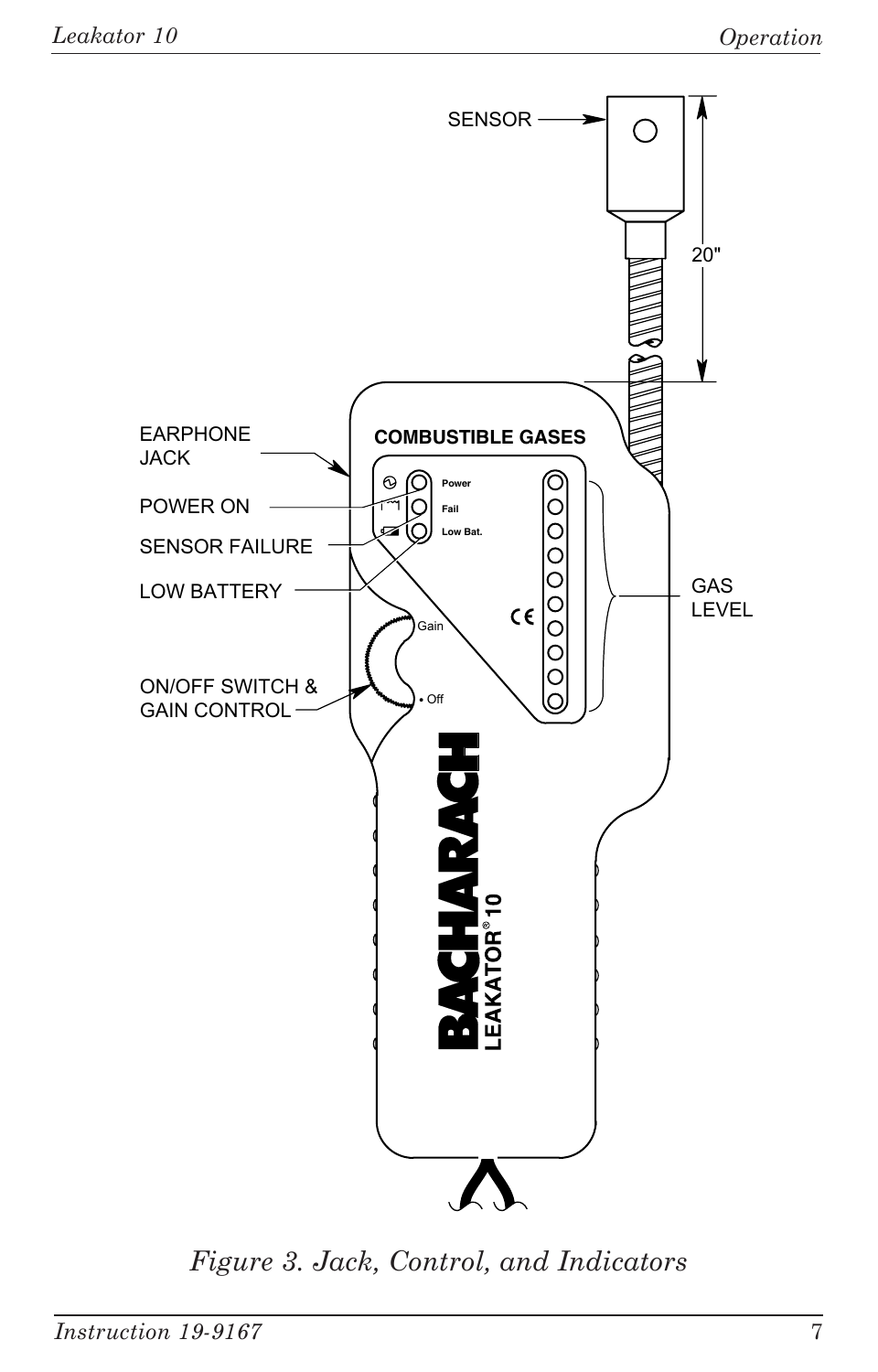SENSOR

20"

EARPHONE JACK

POWER ON

SENSOR FAILURE

LOW BATTERY

ON/OFF SWITCH & GAIN CONTROL

COMBUSTIBLE GASES

Power

Fail

Low Bat.

Gain

• Off

GAS LEVEL

BACHARACH

LEAKATOR® 10

*Figure 3. Jack, Control, and Indicators*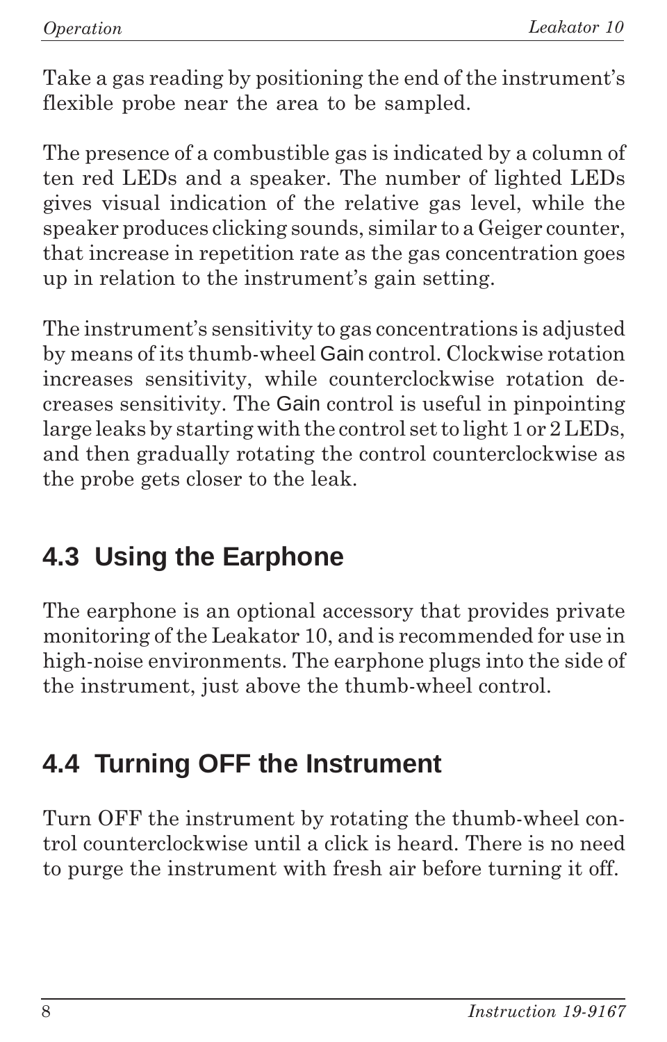Take a gas reading by positioning the end of the instrument's flexible probe near the area to be sampled.

The presence of a combustible gas is indicated by a column of ten red LEDs and a speaker. The number of lighted LEDs gives visual indication of the relative gas level, while the speaker produces clicking sounds, similar to a Geiger counter, that increase in repetition rate as the gas concentration goes up in relation to the instrument's gain setting.

The instrument's sensitivity to gas concentrations is adjusted by means of its thumb-wheel Gain control. Clockwise rotation increases sensitivity, while counterclockwise rotation decreases sensitivity. The Gain control is useful in pinpointing large leaks by starting with the control set to light 1 or 2 LEDs, and then gradually rotating the control counterclockwise as the probe gets closer to the leak.

## 4.3 Using the Earphone

The earphone is an optional accessory that provides private monitoring of the Leakator 10, and is recommended for use in high-noise environments. The earphone plugs into the side of the instrument, just above the thumb-wheel control.

## 4.4 Turning OFF the Instrument

Turn OFF the instrument by rotating the thumb-wheel control counterclockwise until a click is heard. There is no need to purge the instrument with fresh air before turning it off.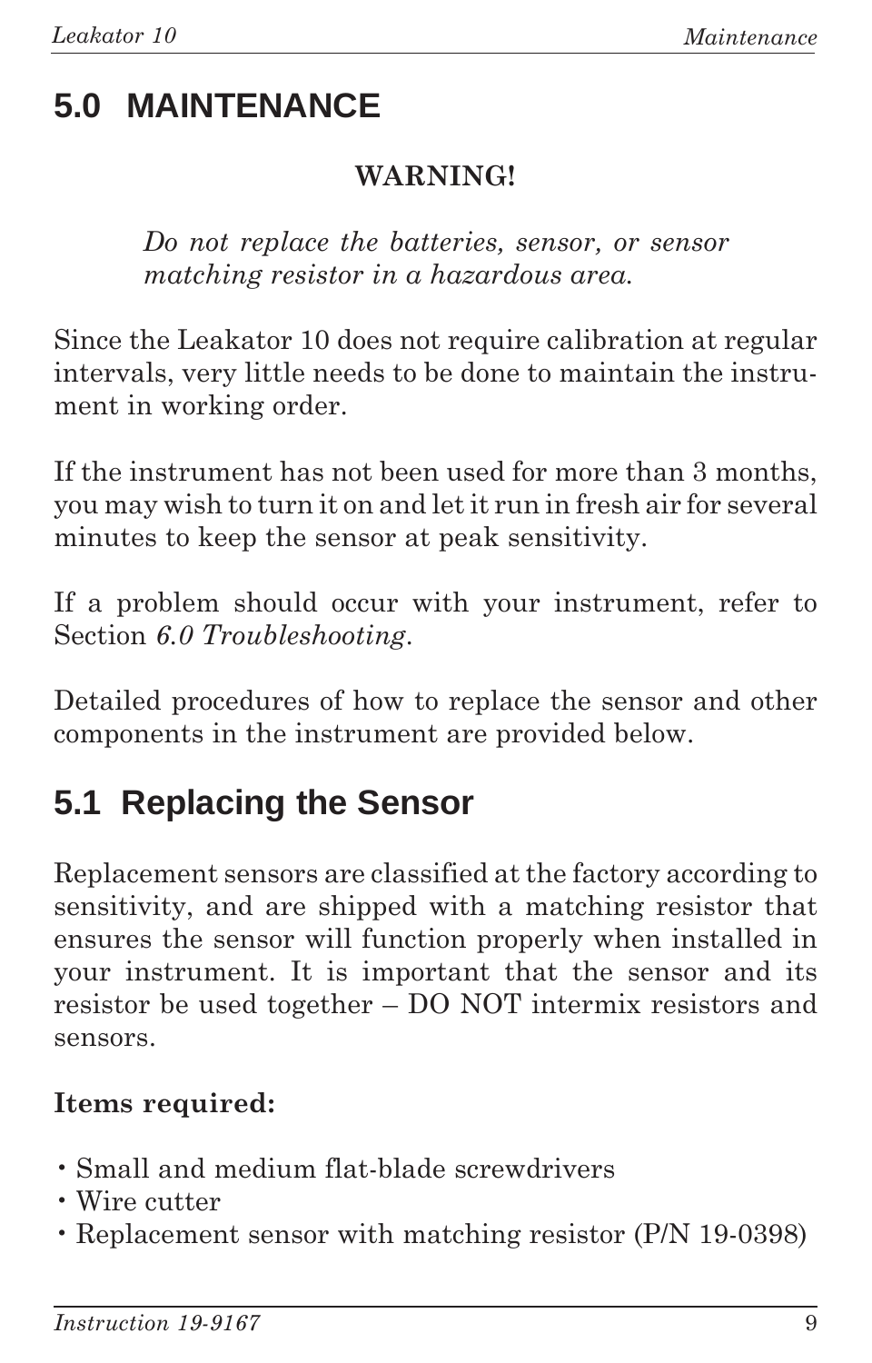# 5.0 MAINTENANCE

**WARNING!**

*Do not replace the batteries, sensor, or sensor matching resistor in a hazardous area.*

Since the Leakator 10 does not require calibration at regular intervals, very little needs to be done to maintain the instrument in working order.

If the instrument has not been used for more than 3 months, you may wish to turn it on and let it run in fresh air for several minutes to keep the sensor at peak sensitivity.

If a problem should occur with your instrument, refer to Section *6.0 Troubleshooting*.

Detailed procedures of how to replace the sensor and other components in the instrument are provided below.

## 5.1 Replacing the Sensor

Replacement sensors are classified at the factory according to sensitivity, and are shipped with a matching resistor that ensures the sensor will function properly when installed in your instrument. It is important that the sensor and its resistor be used together – DO NOT intermix resistors and sensors.

**Items required:**

- Small and medium flat-blade screwdrivers
- Wire cutter
- Replacement sensor with matching resistor (P/N 19-0398)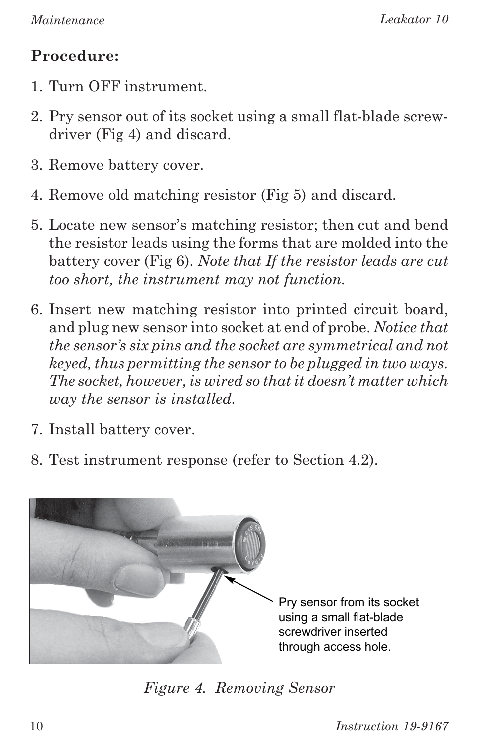**Procedure:**

1. Turn OFF instrument.
2. Pry sensor out of its socket using a small flat-blade screw-driver (Fig 4) and discard.
3. Remove battery cover.
4. Remove old matching resistor (Fig 5) and discard.
5. Locate new sensor's matching resistor; then cut and bend the resistor leads using the forms that are molded into the battery cover (Fig 6). *Note that If the resistor leads are cut too short, the instrument may not function.*
6. Insert new matching resistor into printed circuit board, and plug new sensor into socket at end of probe. *Notice that the sensor's six pins and the socket are symmetrical and not keyed, thus permitting the sensor to be plugged in two ways. The socket, however, is wired so that it doesn't matter which way the sensor is installed.*
7. Install battery cover.
8. Test instrument response (refer to Section 4.2).

Pry sensor from its socket using a small flat-blade screwdriver inserted through access hole.

*Figure 4. Removing Sensor*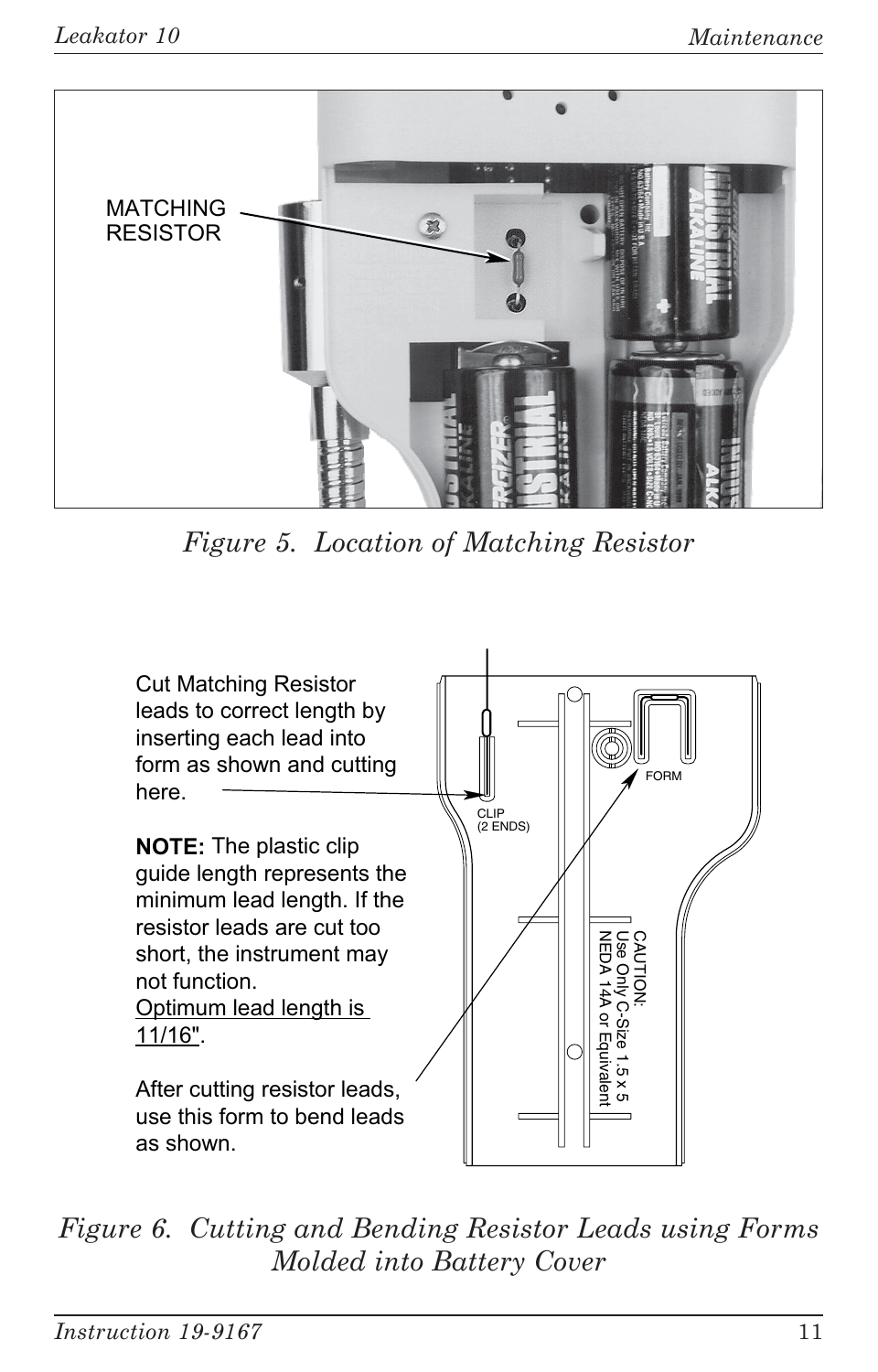MATCHING RESISTOR

*Figure 5. Location of Matching Resistor*

Cut Matching Resistor leads to correct length by inserting each lead into form as shown and cutting here.

**NOTE:** The plastic clip guide length represents the minimum lead length. If the resistor leads are cut too short, the instrument may not function. Optimum lead length is 11/16".

After cutting resistor leads, use this form to bend leads as shown.

CLIP (2 ENDS)

FORM

CAUTION: Use Only C-Size 1.5 x 5 NEDA 14A or Equivalent

*Figure 6. Cutting and Bending Resistor Leads using Forms Molded into Battery Cover*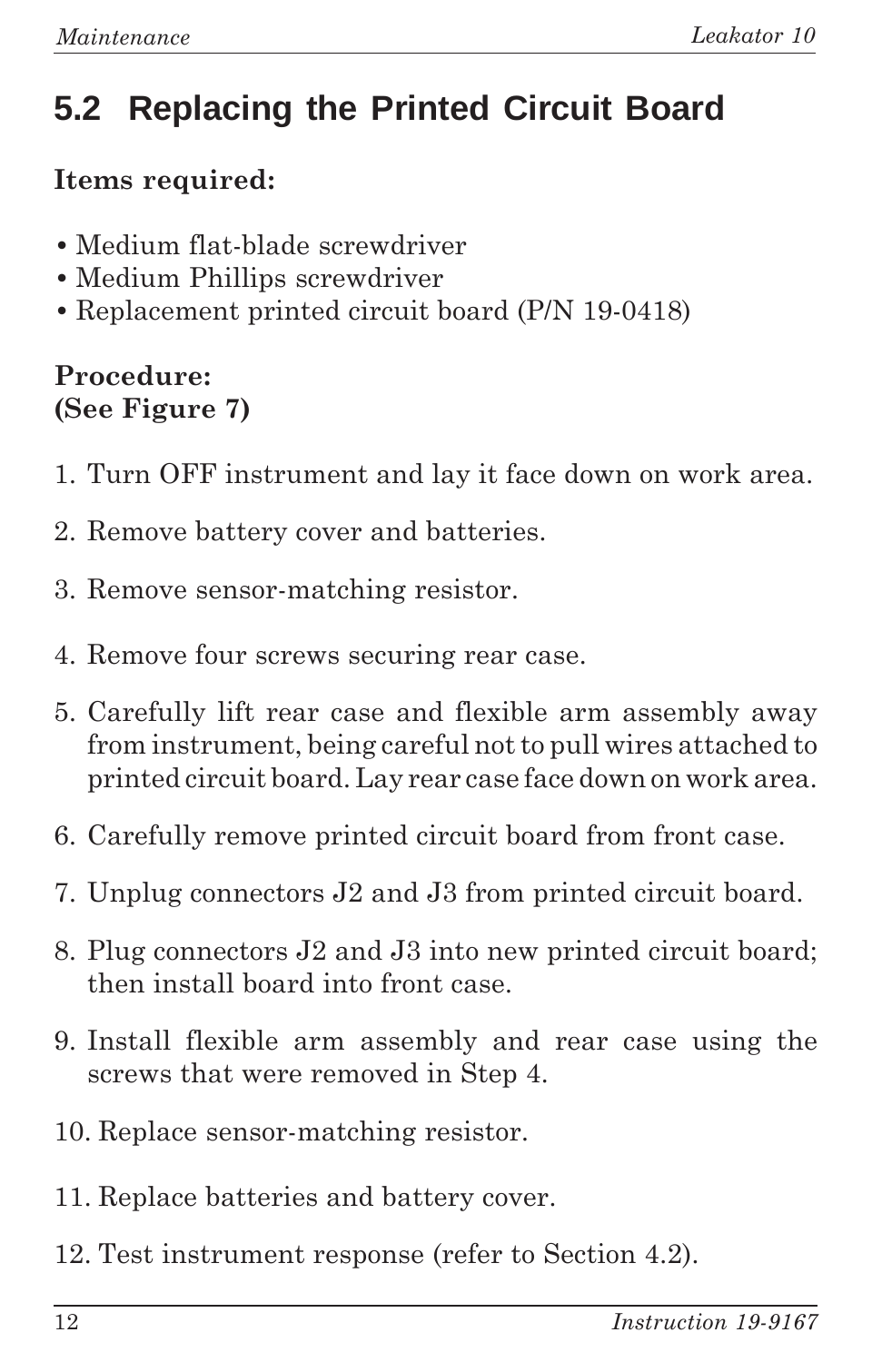## 5.2 Replacing the Printed Circuit Board

**Items required:**

- Medium flat-blade screwdriver
- Medium Phillips screwdriver
- Replacement printed circuit board (P/N 19-0418)

**Procedure:**
**(See Figure 7)**

1. Turn OFF instrument and lay it face down on work area.
2. Remove battery cover and batteries.
3. Remove sensor-matching resistor.
4. Remove four screws securing rear case.
5. Carefully lift rear case and flexible arm assembly away from instrument, being careful not to pull wires attached to printed circuit board. Lay rear case face down on work area.
6. Carefully remove printed circuit board from front case.
7. Unplug connectors J2 and J3 from printed circuit board.
8. Plug connectors J2 and J3 into new printed circuit board; then install board into front case.
9. Install flexible arm assembly and rear case using the screws that were removed in Step 4.
10. Replace sensor-matching resistor.
11. Replace batteries and battery cover.
12. Test instrument response (refer to Section 4.2).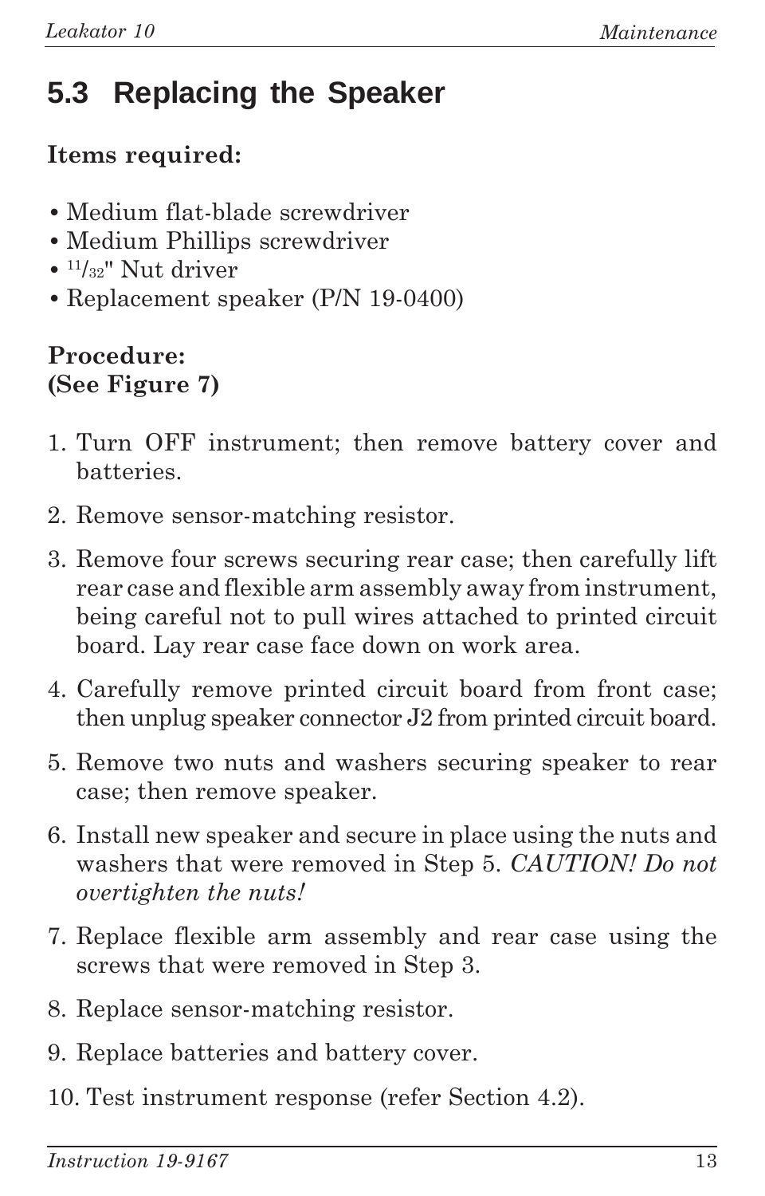## 5.3 Replacing the Speaker

**Items required:**

- Medium flat-blade screwdriver
- Medium Phillips screwdriver
- 11/32" Nut driver
- Replacement speaker (P/N 19-0400)

**Procedure:**
**(See Figure 7)**

1. Turn OFF instrument; then remove battery cover and batteries.
2. Remove sensor-matching resistor.
3. Remove four screws securing rear case; then carefully lift rear case and flexible arm assembly away from instrument, being careful not to pull wires attached to printed circuit board. Lay rear case face down on work area.
4. Carefully remove printed circuit board from front case; then unplug speaker connector J2 from printed circuit board.
5. Remove two nuts and washers securing speaker to rear case; then remove speaker.
6. Install new speaker and secure in place using the nuts and washers that were removed in Step 5. *CAUTION! Do not overtighten the nuts!*
7. Replace flexible arm assembly and rear case using the screws that were removed in Step 3.
8. Replace sensor-matching resistor.
9. Replace batteries and battery cover.
10. Test instrument response (refer Section 4.2).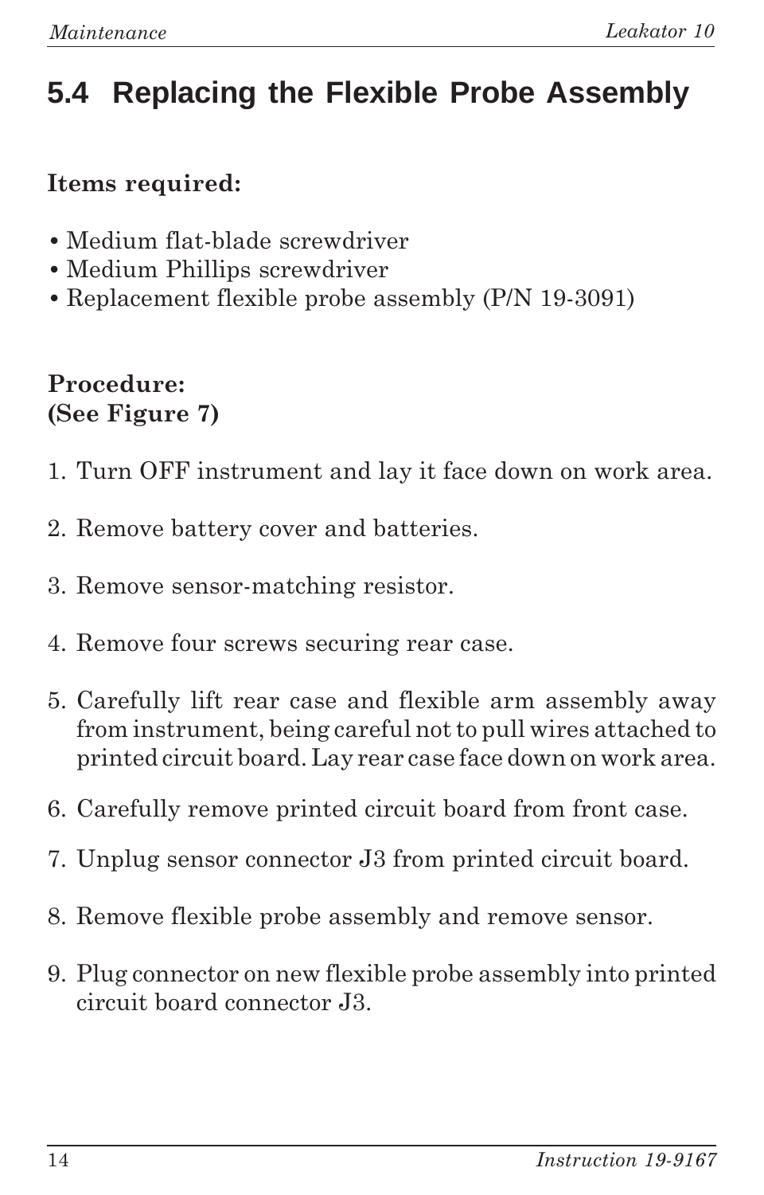## 5.4 Replacing the Flexible Probe Assembly

**Items required:**

- Medium flat-blade screwdriver
- Medium Phillips screwdriver
- Replacement flexible probe assembly (P/N 19-3091)

**Procedure:**
**(See Figure 7)**

1. Turn OFF instrument and lay it face down on work area.
2. Remove battery cover and batteries.
3. Remove sensor-matching resistor.
4. Remove four screws securing rear case.
5. Carefully lift rear case and flexible arm assembly away from instrument, being careful not to pull wires attached to printed circuit board. Lay rear case face down on work area.
6. Carefully remove printed circuit board from front case.
7. Unplug sensor connector J3 from printed circuit board.
8. Remove flexible probe assembly and remove sensor.
9. Plug connector on new flexible probe assembly into printed circuit board connector J3.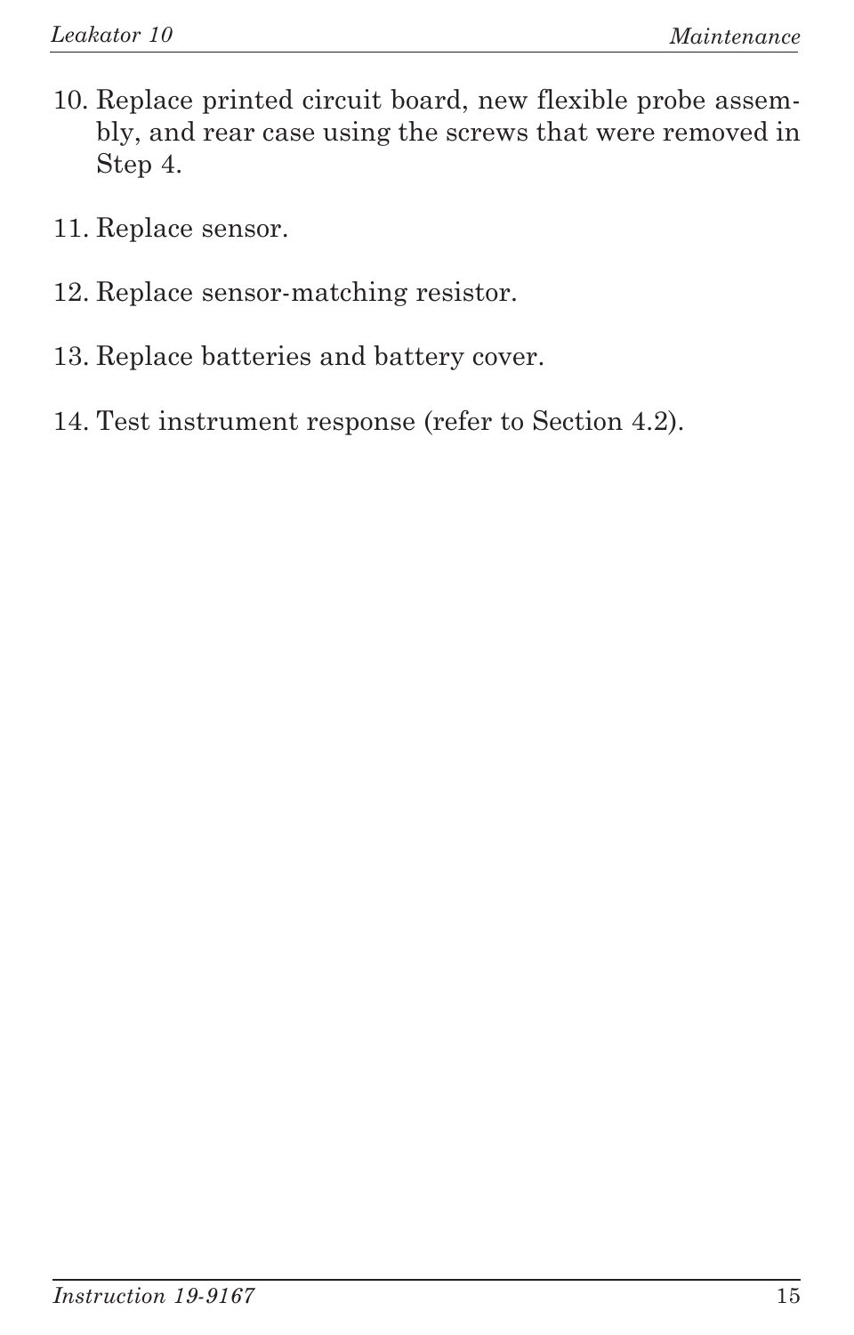10. Replace printed circuit board, new flexible probe assembly, and rear case using the screws that were removed in Step 4.

11. Replace sensor.

12. Replace sensor-matching resistor.

13. Replace batteries and battery cover.

14. Test instrument response (refer to Section 4.2).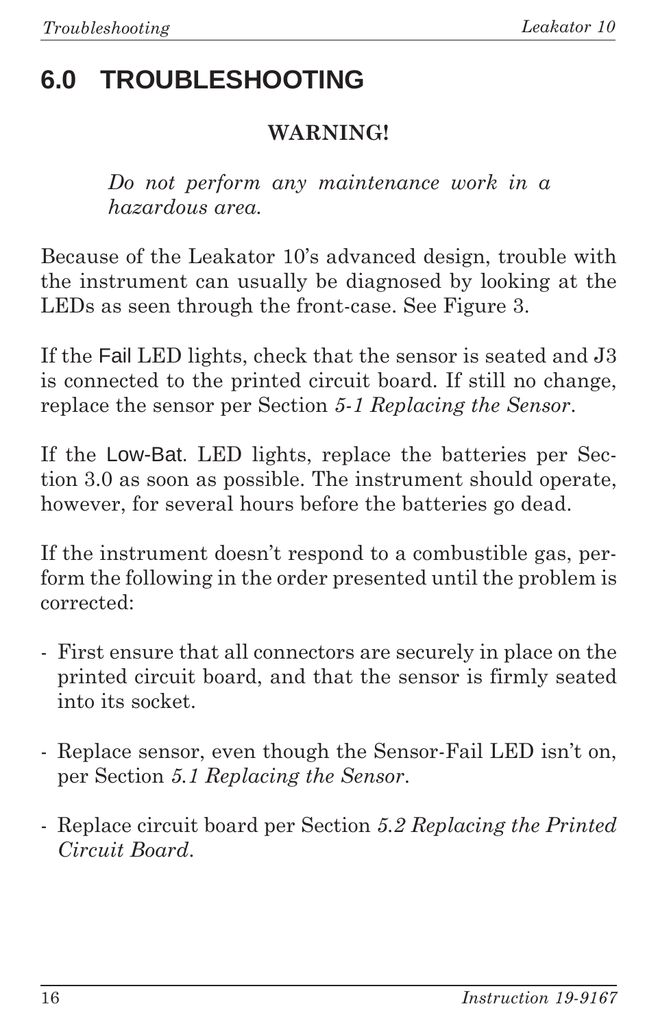# 6.0 TROUBLESHOOTING

**WARNING!**

*Do not perform any maintenance work in a hazardous area.*

Because of the Leakator 10's advanced design, trouble with the instrument can usually be diagnosed by looking at the LEDs as seen through the front-case. See Figure 3.

If the Fail LED lights, check that the sensor is seated and J3 is connected to the printed circuit board. If still no change, replace the sensor per Section *5-1 Replacing the Sensor*.

If the Low-Bat. LED lights, replace the batteries per Section 3.0 as soon as possible. The instrument should operate, however, for several hours before the batteries go dead.

If the instrument doesn't respond to a combustible gas, perform the following in the order presented until the problem is corrected:

- First ensure that all connectors are securely in place on the printed circuit board, and that the sensor is firmly seated into its socket.
- Replace sensor, even though the Sensor-Fail LED isn't on, per Section *5.1 Replacing the Sensor*.
- Replace circuit board per Section *5.2 Replacing the Printed Circuit Board*.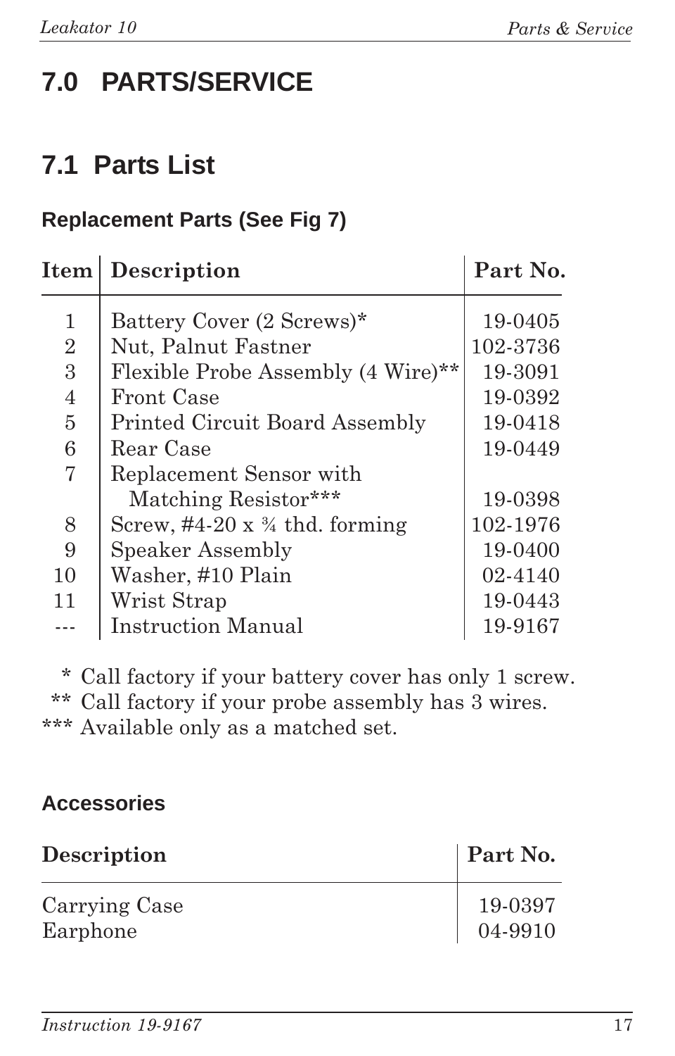# 7.0 PARTS/SERVICE

## 7.1 Parts List

### Replacement Parts (See Fig 7)

| Item | Description | Part No. |
|---|---|---|
| 1 | Battery Cover (2 Screws)* | 19-0405 |
| 2 | Nut, Palnut Fastner | 102-3736 |
| 3 | Flexible Probe Assembly (4 Wire)** | 19-3091 |
| 4 | Front Case | 19-0392 |
| 5 | Printed Circuit Board Assembly | 19-0418 |
| 6 | Rear Case | 19-0449 |
| 7 | Replacement Sensor with Matching Resistor*** | 19-0398 |
| 8 | Screw, #4-20 x ¾ thd. forming | 102-1976 |
| 9 | Speaker Assembly | 19-0400 |
| 10 | Washer, #10 Plain | 02-4140 |
| 11 | Wrist Strap | 19-0443 |
| --- | Instruction Manual | 19-9167 |

* Call factory if your battery cover has only 1 screw.
** Call factory if your probe assembly has 3 wires.
*** Available only as a matched set.

### Accessories

| Description | Part No. |
|---|---|
| Carrying Case | 19-0397 |
| Earphone | 04-9910 |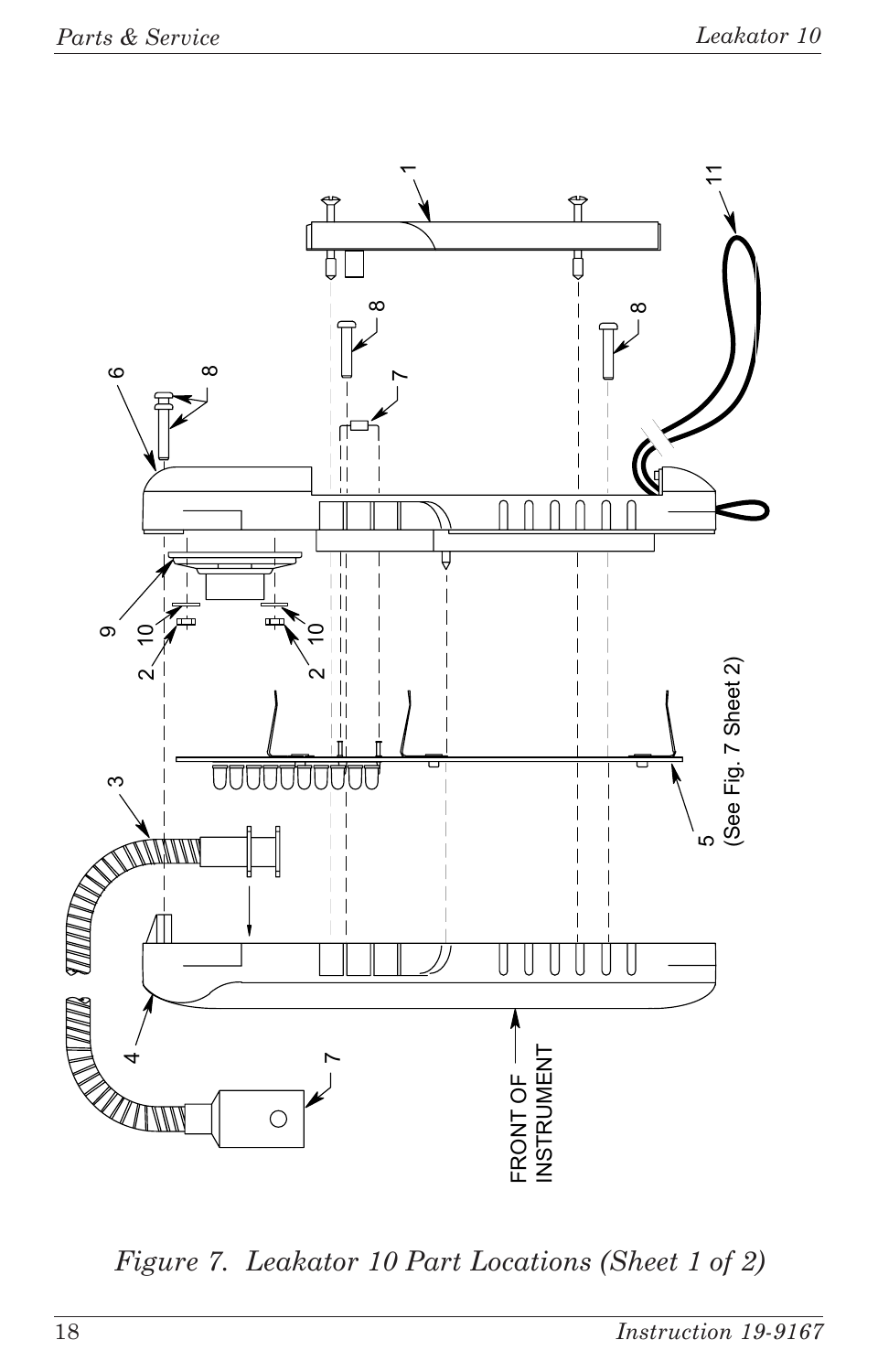1

11

8

8

6

8

7

9

10

2

10

2

3

5
(See Fig. 7 Sheet 2)

4

7

FRONT OF
INSTRUMENT

*Figure 7. Leakator 10 Part Locations (Sheet 1 of 2)*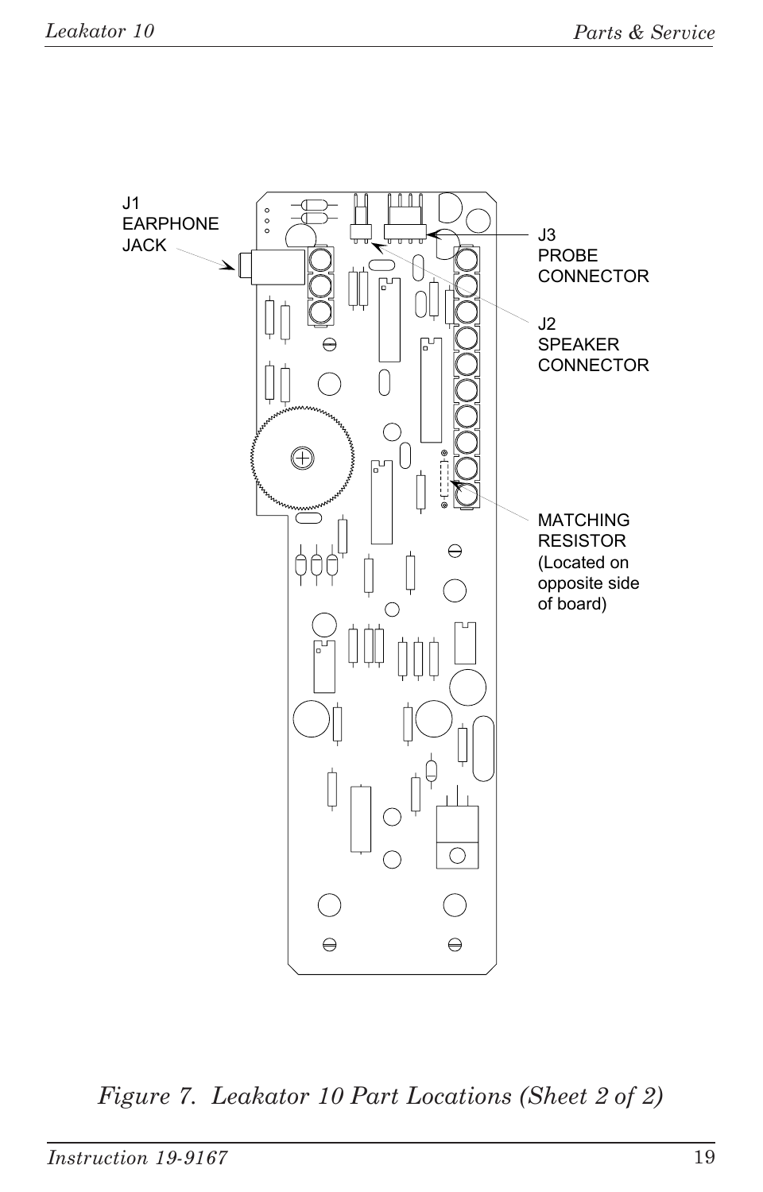J1
EARPHONE
JACK

J3
PROBE
CONNECTOR

J2
SPEAKER
CONNECTOR

MATCHING
RESISTOR
(Located on
opposite side
of board)

*Figure 7. Leakator 10 Part Locations (Sheet 2 of 2)*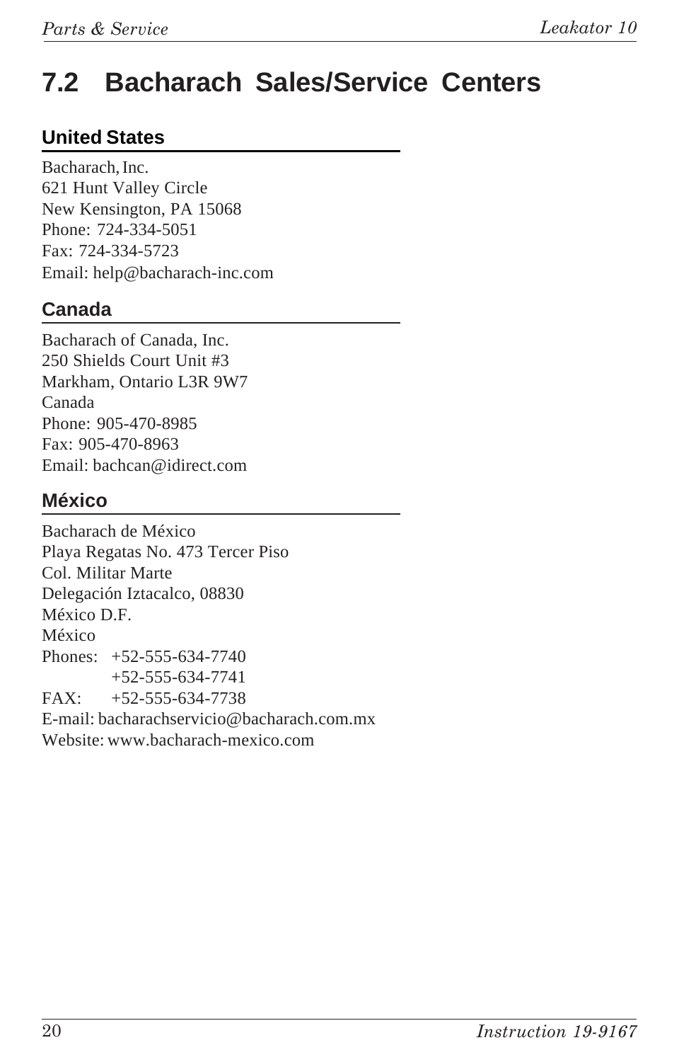# 7.2 Bacharach Sales/Service Centers

## United States

Bacharach, Inc.
621 Hunt Valley Circle
New Kensington, PA 15068
Phone: 724-334-5051
Fax: 724-334-5723
Email: help@bacharach-inc.com

## Canada

Bacharach of Canada, Inc.
250 Shields Court Unit #3
Markham, Ontario L3R 9W7
Canada
Phone: 905-470-8985
Fax: 905-470-8963
Email: bachcan@idirect.com

## México

Bacharach de México
Playa Regatas No. 473 Tercer Piso
Col. Militar Marte
Delegación Iztacalco, 08830
México D.F.
México
Phones: +52-555-634-7740
+52-555-634-7741
FAX: +52-555-634-7738
E-mail: bacharachservicio@bacharach.com.mx
Website: www.bacharach-mexico.com